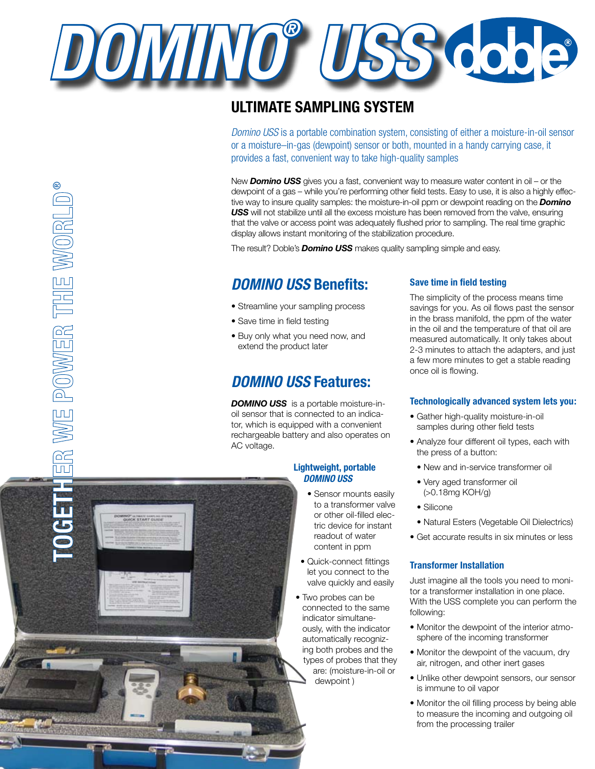# DOMINO® USS doble®

## ULTIMATE SAMPLING SYSTEM

*Domino USS* is a portable combination system, consisting of either a moisture-in-oil sensor or a moisture–in-gas (dewpoint) sensor or both, mounted in a handy carrying case, it provides a fast, convenient way to take high-quality samples

New ***Domino USS*** gives you a fast, convenient way to measure water content in oil – or the dewpoint of a gas – while you're performing other field tests. Easy to use, it is also a highly effective way to insure quality samples: the moisture-in-oil ppm or dewpoint reading on the ***Domino USS*** will not stabilize until all the excess moisture has been removed from the valve, ensuring that the valve or access point was adequately flushed prior to sampling. The real time graphic display allows instant monitoring of the stabilization procedure.

The result? Doble's ***Domino USS*** makes quality sampling simple and easy.

TOGETHER WE POWER THE WORLD®

## *DOMINO USS* Benefits:

- Streamline your sampling process
- Save time in field testing
- Buy only what you need now, and extend the product later

## *DOMINO USS* Features:

***DOMINO USS*** is a portable moisture-in-oil sensor that is connected to an indicator, which is equipped with a convenient rechargeable battery and also operates on AC voltage.

### Lightweight, portable *DOMINO USS*

- Sensor mounts easily to a transformer valve or other oil-filled electric device for instant readout of water content in ppm
- Quick-connect fittings let you connect to the valve quickly and easily
- Two probes can be connected to the same indicator simultaneously, with the indicator automatically recognizing both probes and the types of probes that they are: (moisture-in-oil or dewpoint )

### Save time in field testing

The simplicity of the process means time savings for you. As oil flows past the sensor in the brass manifold, the ppm of the water in the oil and the temperature of that oil are measured automatically. It only takes about 2-3 minutes to attach the adapters, and just a few more minutes to get a stable reading once oil is flowing.

### Technologically advanced system lets you:

- Gather high-quality moisture-in-oil samples during other field tests
- Analyze four different oil types, each with the press of a button:
  - New and in-service transformer oil
  - Very aged transformer oil (>0.18mg KOH/g)
  - Silicone
  - Natural Esters (Vegetable Oil Dielectrics)
- Get accurate results in six minutes or less

### Transformer Installation

Just imagine all the tools you need to monitor a transformer installation in one place. With the USS complete you can perform the following:

- Monitor the dewpoint of the interior atmosphere of the incoming transformer
- Monitor the dewpoint of the vacuum, dry air, nitrogen, and other inert gases
- Unlike other dewpoint sensors, our sensor is immune to oil vapor
- Monitor the oil filling process by being able to measure the incoming and outgoing oil from the processing trailer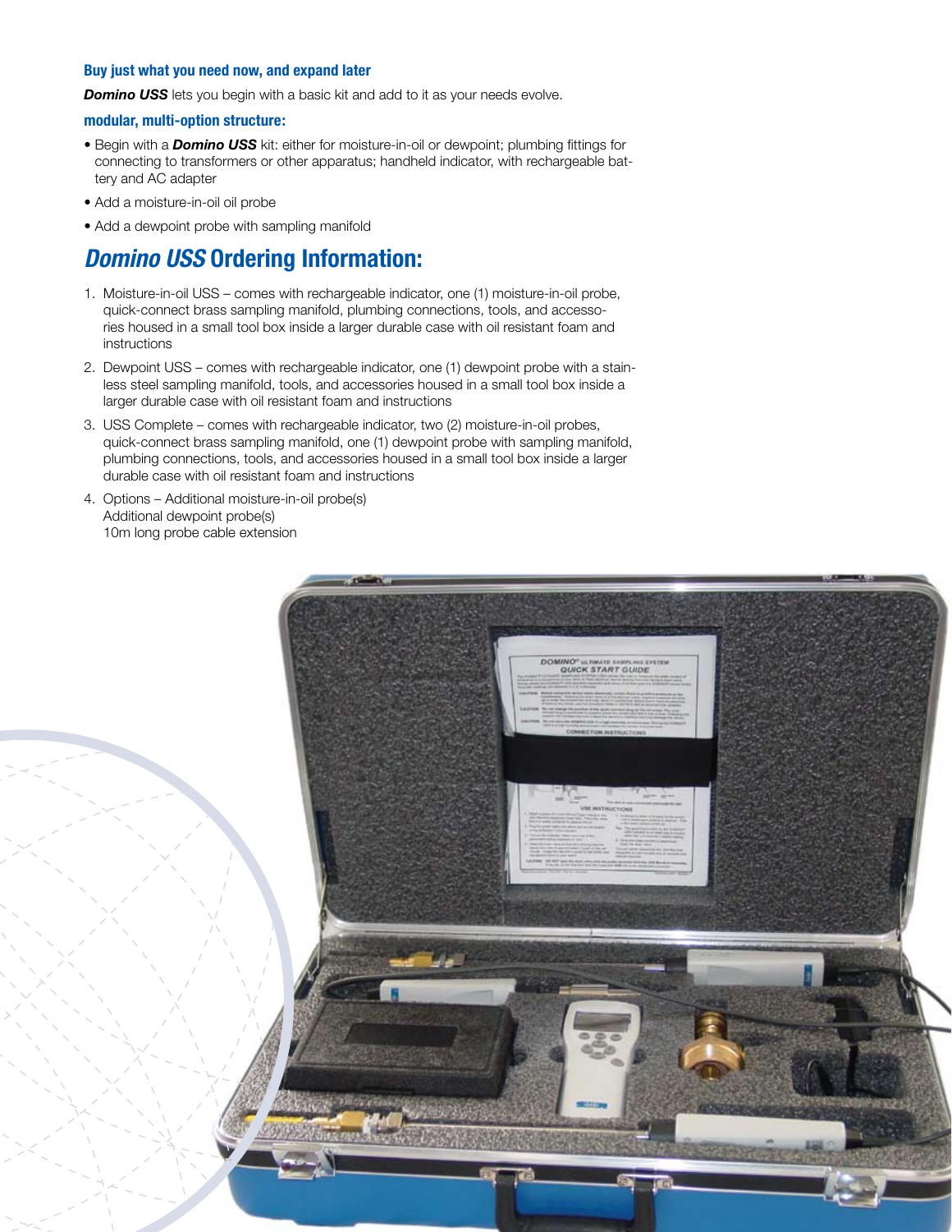### Buy just what you need now, and expand later

***Domino USS*** lets you begin with a basic kit and add to it as your needs evolve.

### modular, multi-option structure:

- Begin with a ***Domino USS*** kit: either for moisture-in-oil or dewpoint; plumbing fittings for connecting to transformers or other apparatus; handheld indicator, with rechargeable battery and AC adapter
- Add a moisture-in-oil oil probe
- Add a dewpoint probe with sampling manifold

## *Domino USS* Ordering Information:

1. Moisture-in-oil USS – comes with rechargeable indicator, one (1) moisture-in-oil probe, quick-connect brass sampling manifold, plumbing connections, tools, and accessories housed in a small tool box inside a larger durable case with oil resistant foam and instructions
2. Dewpoint USS – comes with rechargeable indicator, one (1) dewpoint probe with a stainless steel sampling manifold, tools, and accessories housed in a small tool box inside a larger durable case with oil resistant foam and instructions
3. USS Complete – comes with rechargeable indicator, two (2) moisture-in-oil probes, quick-connect brass sampling manifold, one (1) dewpoint probe with sampling manifold, plumbing connections, tools, and accessories housed in a small tool box inside a larger durable case with oil resistant foam and instructions
4. Options – Additional moisture-in-oil probe(s)
   Additional dewpoint probe(s)
   10m long probe cable extension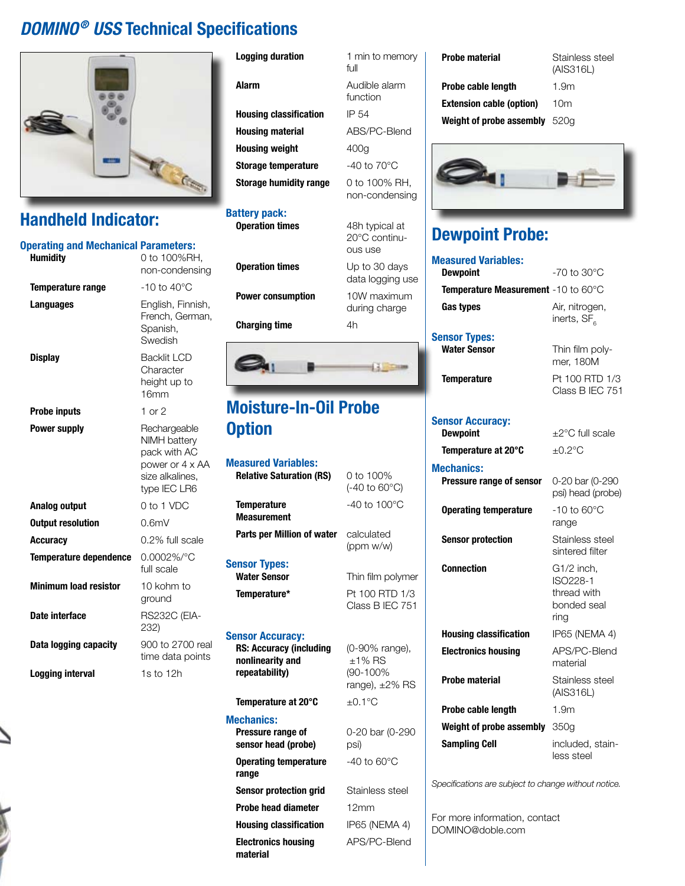# *DOMINO® USS* Technical Specifications

## Handheld Indicator:

### Operating and Mechanical Parameters:

| | |
|---|---|
| **Humidity** | 0 to 100%RH, non-condensing |
| **Temperature range** | -10 to 40°C |
| **Languages** | English, Finnish, French, German, Spanish, Swedish |
| **Display** | Backlit LCD Character height up to 16mm |
| **Probe inputs** | 1 or 2 |
| **Power supply** | Rechargeable NIMH battery pack with AC power or 4 x AA size alkalines, type IEC LR6 |
| **Analog output** | 0 to 1 VDC |
| **Output resolution** | 0.6mV |
| **Accuracy** | 0.2% full scale |
| **Temperature dependence** | 0.0002%/°C full scale |
| **Minimum load resistor** | 10 kohm to ground |
| **Date interface** | RS232C (EIA-232) |
| **Data logging capacity** | 900 to 2700 real time data points |
| **Logging interval** | 1s to 12h |
| **Logging duration** | 1 min to memory full |
| **Alarm** | Audible alarm function |
| **Housing classification** | IP 54 |
| **Housing material** | ABS/PC-Blend |
| **Housing weight** | 400g |
| **Storage temperature** | -40 to 70°C |
| **Storage humidity range** | 0 to 100% RH, non-condensing |

### Battery pack:

| | |
|---|---|
| **Operation times** | 48h typical at 20°C continuous use |
| **Operation times** | Up to 30 days data logging use |
| **Power consumption** | 10W maximum during charge |
| **Charging time** | 4h |

## Moisture-In-Oil Probe Option

### Measured Variables:

| | |
|---|---|
| **Relative Saturation (RS)** | 0 to 100% (-40 to 60°C) |
| **Temperature Measurement** | -40 to 100°C |
| **Parts per Million of water** | calculated (ppm w/w) |

### Sensor Types:

| | |
|---|---|
| **Water Sensor** | Thin film polymer |
| **Temperature*** | Pt 100 RTD 1/3 Class B IEC 751 |

### Sensor Accuracy:

| | |
|---|---|
| **RS: Accuracy (including nonlinearity and repeatability)** | (0-90% range), ±1% RS (90-100% range), ±2% RS |
| **Temperature at 20°C** | ±0.1°C |

### Mechanics:

| | |
|---|---|
| **Pressure range of sensor head (probe)** | 0-20 bar (0-290 psi) |
| **Operating temperature range** | -40 to 60°C |
| **Sensor protection grid** | Stainless steel |
| **Probe head diameter** | 12mm |
| **Housing classification** | IP65 (NEMA 4) |
| **Electronics housing material** | APS/PC-Blend |
| **Probe material** | Stainless steel (AIS316L) |
| **Probe cable length** | 1.9m |
| **Extension cable (option)** | 10m |
| **Weight of probe assembly** | 520g |

## Dewpoint Probe:

### Measured Variables:

| | |
|---|---|
| **Dewpoint** | -70 to 30°C |
| **Temperature Measurement** | -10 to 60°C |
| **Gas types** | Air, nitrogen, inerts, $SF_6$ |

### Sensor Types:

| | |
|---|---|
| **Water Sensor** | Thin film polymer, 180M |
| **Temperature** | Pt 100 RTD 1/3 Class B IEC 751 |

### Sensor Accuracy:

| | |
|---|---|
| **Dewpoint** | ±2°C full scale |
| **Temperature at 20°C** | ±0.2°C |

### Mechanics:

| | |
|---|---|
| **Pressure range of sensor** | 0-20 bar (0-290 psi) head (probe) |
| **Operating temperature** | -10 to 60°C range |
| **Sensor protection** | Stainless steel sintered filter |
| **Connection** | G1/2 inch, ISO228-1 thread with bonded seal ring |
| **Housing classification** | IP65 (NEMA 4) |
| **Electronics housing** | APS/PC-Blend material |
| **Probe material** | Stainless steel (AIS316L) |
| **Probe cable length** | 1.9m |
| **Weight of probe assembly** | 350g |
| **Sampling Cell** | included, stainless steel |

*Specifications are subject to change without notice.*

For more information, contact DOMINO@doble.com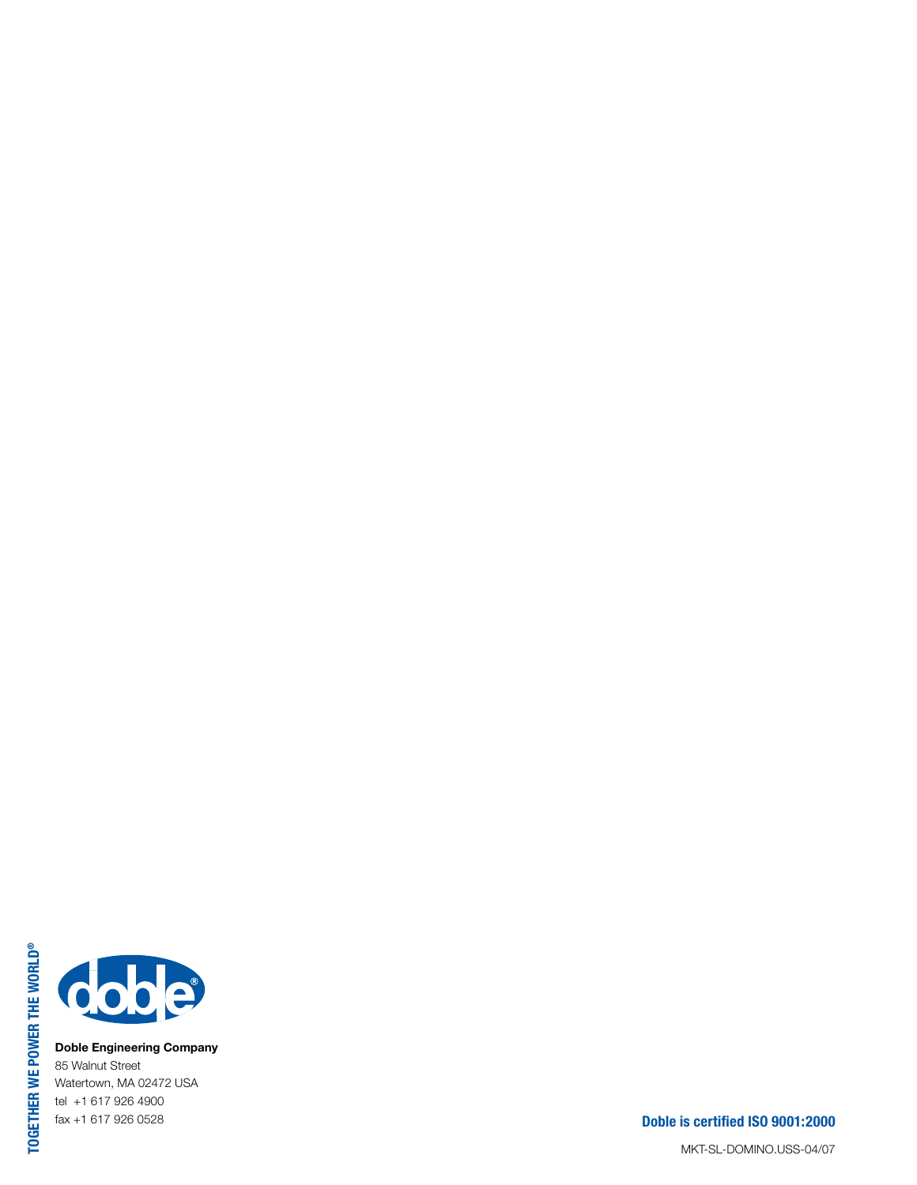TOGETHER WE POWER THE WORLD®

**Doble Engineering Company**
85 Walnut Street
Watertown, MA 02472 USA
tel +1 617 926 4900
fax +1 617 926 0528

**Doble is certified ISO 9001:2000**

MKT-SL-DOMINO.USS-04/07